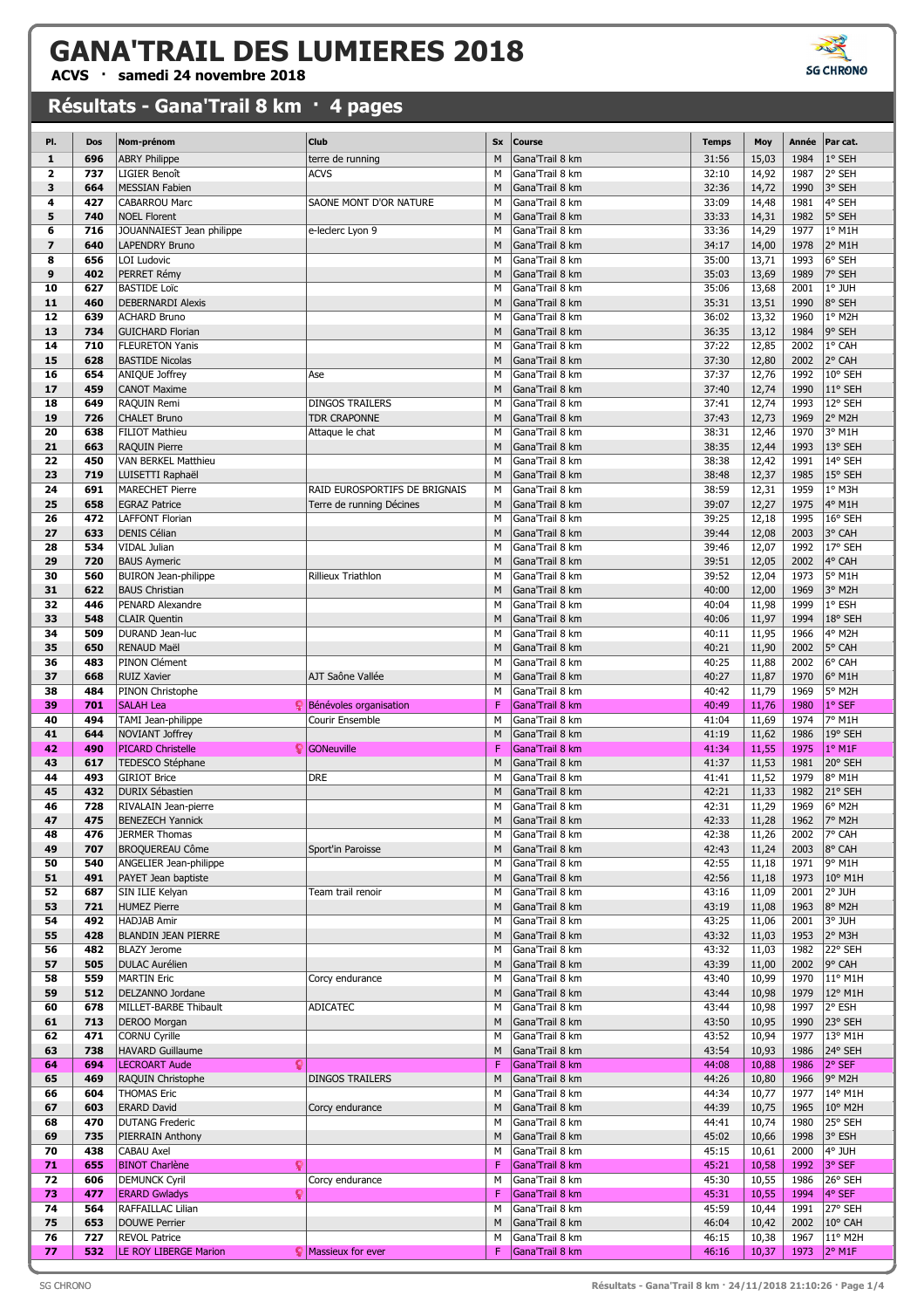# GANA'TRAIL DES LUMIERES 2018

**ACVS · samedi 24 novembre 2018**

## Résultats - Gana'Trail 8 km · 4 pages

| Pl. | Dos | Nom-prénom | Club | Sx | Course | Temps | Moy | Année | Par cat. |
|---|---|---|---|---|---|---|---|---|---|
| 1 | 696 | ABRY Philippe | terre de running | M | Gana'Trail 8 km | 31:56 | 15,03 | 1984 | 1° SEH |
| 2 | 737 | LIGIER Benoît | ACVS | M | Gana'Trail 8 km | 32:10 | 14,92 | 1987 | 2° SEH |
| 3 | 664 | MESSIAN Fabien | | M | Gana'Trail 8 km | 32:36 | 14,72 | 1990 | 3° SEH |
| 4 | 427 | CABARROU Marc | SAONE MONT D'OR NATURE | M | Gana'Trail 8 km | 33:09 | 14,48 | 1981 | 4° SEH |
| 5 | 740 | NOEL Florent | | M | Gana'Trail 8 km | 33:33 | 14,31 | 1982 | 5° SEH |
| 6 | 716 | JOUANNAIEST Jean philippe | e-leclerc Lyon 9 | M | Gana'Trail 8 km | 33:36 | 14,29 | 1977 | 1° M1H |
| 7 | 640 | LAPENDRY Bruno | | M | Gana'Trail 8 km | 34:17 | 14,00 | 1978 | 2° M1H |
| 8 | 656 | LOI Ludovic | | M | Gana'Trail 8 km | 35:00 | 13,71 | 1993 | 6° SEH |
| 9 | 402 | PERRET Rémy | | M | Gana'Trail 8 km | 35:03 | 13,69 | 1989 | 7° SEH |
| 10 | 627 | BASTIDE Loïc | | M | Gana'Trail 8 km | 35:06 | 13,68 | 2001 | 1° JUH |
| 11 | 460 | DEBERNARDI Alexis | | M | Gana'Trail 8 km | 35:31 | 13,51 | 1990 | 8° SEH |
| 12 | 639 | ACHARD Bruno | | M | Gana'Trail 8 km | 36:02 | 13,32 | 1960 | 1° M2H |
| 13 | 734 | GUICHARD Florian | | M | Gana'Trail 8 km | 36:35 | 13,12 | 1984 | 9° SEH |
| 14 | 710 | FLEURETON Yanis | | M | Gana'Trail 8 km | 37:22 | 12,85 | 2002 | 1° CAH |
| 15 | 628 | BASTIDE Nicolas | | M | Gana'Trail 8 km | 37:30 | 12,80 | 2002 | 2° CAH |
| 16 | 654 | ANIQUE Joffrey | Ase | M | Gana'Trail 8 km | 37:37 | 12,76 | 1992 | 10° SEH |
| 17 | 459 | CANOT Maxime | | M | Gana'Trail 8 km | 37:40 | 12,74 | 1990 | 11° SEH |
| 18 | 649 | RAQUIN Remi | DINGOS TRAILERS | M | Gana'Trail 8 km | 37:41 | 12,74 | 1993 | 12° SEH |
| 19 | 726 | CHALET Bruno | TDR CRAPONNE | M | Gana'Trail 8 km | 37:43 | 12,73 | 1969 | 2° M2H |
| 20 | 638 | FILIOT Mathieu | Attaque le chat | M | Gana'Trail 8 km | 38:31 | 12,46 | 1970 | 3° M1H |
| 21 | 663 | RAQUIN Pierre | | M | Gana'Trail 8 km | 38:35 | 12,44 | 1993 | 13° SEH |
| 22 | 450 | VAN BERKEL Matthieu | | M | Gana'Trail 8 km | 38:38 | 12,42 | 1991 | 14° SEH |
| 23 | 719 | LUISETTI Raphaël | | M | Gana'Trail 8 km | 38:48 | 12,37 | 1985 | 15° SEH |
| 24 | 691 | MARECHET Pierre | RAID EUROSPORTIFS DE BRIGNAIS | M | Gana'Trail 8 km | 38:59 | 12,31 | 1959 | 1° M3H |
| 25 | 658 | EGRAZ Patrice | Terre de running Décines | M | Gana'Trail 8 km | 39:07 | 12,27 | 1975 | 4° M1H |
| 26 | 472 | LAFFONT Florian | | M | Gana'Trail 8 km | 39:25 | 12,18 | 1995 | 16° SEH |
| 27 | 633 | DENIS Célian | | M | Gana'Trail 8 km | 39:44 | 12,08 | 2003 | 3° CAH |
| 28 | 534 | VIDAL Julian | | M | Gana'Trail 8 km | 39:46 | 12,07 | 1992 | 17° SEH |
| 29 | 720 | BAUS Aymeric | | M | Gana'Trail 8 km | 39:51 | 12,05 | 2002 | 4° CAH |
| 30 | 560 | BUIRON Jean-philippe | Rillieux Triathlon | M | Gana'Trail 8 km | 39:52 | 12,04 | 1973 | 5° M1H |
| 31 | 622 | BAUS Christian | | M | Gana'Trail 8 km | 40:00 | 12,00 | 1969 | 3° M2H |
| 32 | 446 | PENARD Alexandre | | M | Gana'Trail 8 km | 40:04 | 11,98 | 1999 | 1° ESH |
| 33 | 548 | CLAIR Quentin | | M | Gana'Trail 8 km | 40:06 | 11,97 | 1994 | 18° SEH |
| 34 | 509 | DURAND Jean-luc | | M | Gana'Trail 8 km | 40:11 | 11,95 | 1966 | 4° M2H |
| 35 | 650 | RENAUD Maël | | M | Gana'Trail 8 km | 40:21 | 11,90 | 2002 | 5° CAH |
| 36 | 483 | PINON Clément | | M | Gana'Trail 8 km | 40:25 | 11,88 | 2002 | 6° CAH |
| 37 | 668 | RUIZ Xavier | AJT Saône Vallée | M | Gana'Trail 8 km | 40:27 | 11,87 | 1970 | 6° M1H |
| 38 | 484 | PINON Christophe | | M | Gana'Trail 8 km | 40:42 | 11,79 | 1969 | 5° M2H |
| 39 | 701 | SALAH Lea | Bénévoles organisation | F | Gana'Trail 8 km | 40:49 | 11,76 | 1980 | 1° SEF |
| 40 | 494 | TAMI Jean-philippe | Courir Ensemble | M | Gana'Trail 8 km | 41:04 | 11,69 | 1974 | 7° M1H |
| 41 | 644 | NOVIANT Joffrey | | M | Gana'Trail 8 km | 41:19 | 11,62 | 1986 | 19° SEH |
| 42 | 490 | PICARD Christelle | GONeuville | F | Gana'Trail 8 km | 41:34 | 11,55 | 1975 | 1° M1F |
| 43 | 617 | TEDESCO Stéphane | | M | Gana'Trail 8 km | 41:37 | 11,53 | 1981 | 20° SEH |
| 44 | 493 | GIRIOT Brice | DRE | M | Gana'Trail 8 km | 41:41 | 11,52 | 1979 | 8° M1H |
| 45 | 432 | DURIX Sébastien | | M | Gana'Trail 8 km | 42:21 | 11,33 | 1982 | 21° SEH |
| 46 | 728 | RIVALAIN Jean-pierre | | M | Gana'Trail 8 km | 42:31 | 11,29 | 1969 | 6° M2H |
| 47 | 475 | BENEZECH Yannick | | M | Gana'Trail 8 km | 42:33 | 11,28 | 1962 | 7° M2H |
| 48 | 476 | JERMER Thomas | | M | Gana'Trail 8 km | 42:38 | 11,26 | 2002 | 7° CAH |
| 49 | 707 | BROQUEREAU Côme | Sport'in Paroisse | M | Gana'Trail 8 km | 42:43 | 11,24 | 2003 | 8° CAH |
| 50 | 540 | ANGELIER Jean-philippe | | M | Gana'Trail 8 km | 42:55 | 11,18 | 1971 | 9° M1H |
| 51 | 491 | PAYET Jean baptiste | | M | Gana'Trail 8 km | 42:56 | 11,18 | 1973 | 10° M1H |
| 52 | 687 | SIN ILIE Kelyan | Team trail renoir | M | Gana'Trail 8 km | 43:16 | 11,09 | 2001 | 2° JUH |
| 53 | 721 | HUMEZ Pierre | | M | Gana'Trail 8 km | 43:19 | 11,08 | 1963 | 8° M2H |
| 54 | 492 | HADJAB Amir | | M | Gana'Trail 8 km | 43:25 | 11,06 | 2001 | 3° JUH |
| 55 | 428 | BLANDIN JEAN PIERRE | | M | Gana'Trail 8 km | 43:32 | 11,03 | 1953 | 2° M3H |
| 56 | 482 | BLAZY Jerome | | M | Gana'Trail 8 km | 43:32 | 11,03 | 1982 | 22° SEH |
| 57 | 505 | DULAC Aurélien | | M | Gana'Trail 8 km | 43:39 | 11,00 | 2002 | 9° CAH |
| 58 | 559 | MARTIN Eric | Corcy endurance | M | Gana'Trail 8 km | 43:40 | 10,99 | 1970 | 11° M1H |
| 59 | 512 | DELZANNO Jordane | | M | Gana'Trail 8 km | 43:44 | 10,98 | 1979 | 12° M1H |
| 60 | 678 | MILLET-BARBE Thibault | ADICATEC | M | Gana'Trail 8 km | 43:44 | 10,98 | 1997 | 2° ESH |
| 61 | 713 | DEROO Morgan | | M | Gana'Trail 8 km | 43:50 | 10,95 | 1990 | 23° SEH |
| 62 | 471 | CORNU Cyrille | | M | Gana'Trail 8 km | 43:52 | 10,94 | 1977 | 13° M1H |
| 63 | 738 | HAVARD Guillaume | | M | Gana'Trail 8 km | 43:54 | 10,93 | 1986 | 24° SEH |
| 64 | 694 | LECROART Aude | | F | Gana'Trail 8 km | 44:08 | 10,88 | 1986 | 2° SEF |
| 65 | 469 | RAQUIN Christophe | DINGOS TRAILERS | M | Gana'Trail 8 km | 44:26 | 10,80 | 1966 | 9° M2H |
| 66 | 604 | THOMAS Eric | | M | Gana'Trail 8 km | 44:34 | 10,77 | 1977 | 14° M1H |
| 67 | 603 | ERARD David | Corcy endurance | M | Gana'Trail 8 km | 44:39 | 10,75 | 1965 | 10° M2H |
| 68 | 470 | DUTANG Frederic | | M | Gana'Trail 8 km | 44:41 | 10,74 | 1980 | 25° SEH |
| 69 | 735 | PIERRAIN Anthony | | M | Gana'Trail 8 km | 45:02 | 10,66 | 1998 | 3° ESH |
| 70 | 438 | CABAU Axel | | M | Gana'Trail 8 km | 45:15 | 10,61 | 2000 | 4° JUH |
| 71 | 655 | BINOT Charlène | | F | Gana'Trail 8 km | 45:21 | 10,58 | 1992 | 3° SEF |
| 72 | 606 | DEMUNCK Cyril | Corcy endurance | M | Gana'Trail 8 km | 45:30 | 10,55 | 1986 | 26° SEH |
| 73 | 477 | ERARD Gwladys | | F | Gana'Trail 8 km | 45:31 | 10,55 | 1994 | 4° SEF |
| 74 | 564 | RAFFAILLAC Lilian | | M | Gana'Trail 8 km | 45:59 | 10,44 | 1991 | 27° SEH |
| 75 | 653 | DOUWE Perrier | | M | Gana'Trail 8 km | 46:04 | 10,42 | 2002 | 10° CAH |
| 76 | 727 | REVOL Patrice | | M | Gana'Trail 8 km | 46:15 | 10,38 | 1967 | 11° M2H |
| 77 | 532 | LE ROY LIBERGE Marion | Massieux for ever | F | Gana'Trail 8 km | 46:16 | 10,37 | 1973 | 2° M1F |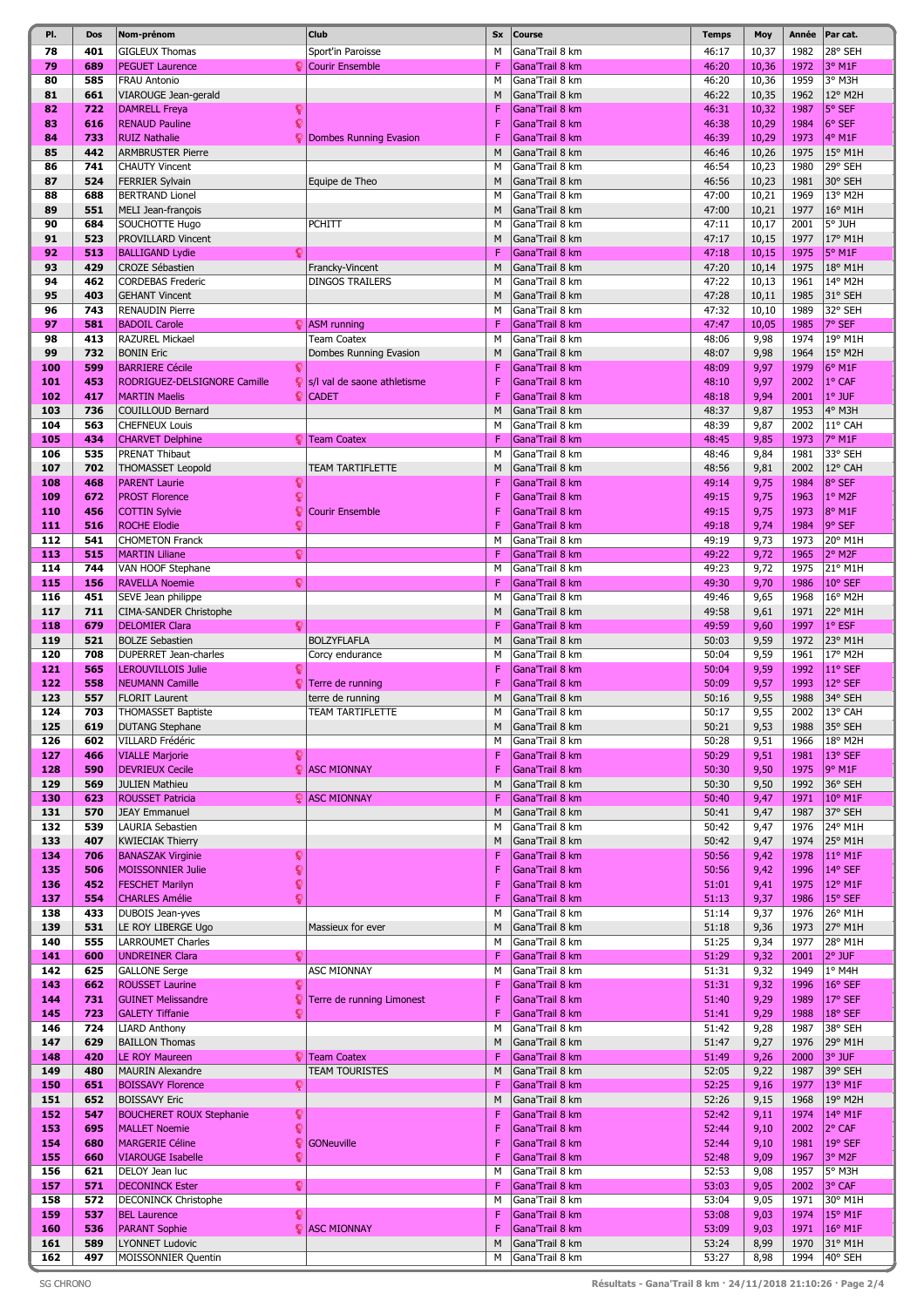| Pl. | Dos | Nom-prénom | Club | Sx | Course | Temps | Moy | Année | Par cat. |
|---|---|---|---|---|---|---|---|---|---|
| 78 | 401 | GIGLEUX Thomas | Sport'in Paroisse | M | Gana'Trail 8 km | 46:17 | 10,37 | 1982 | 28° SEH |
| 79 | 689 | PEGUET Laurence | Courir Ensemble | F | Gana'Trail 8 km | 46:20 | 10,36 | 1972 | 3° M1F |
| 80 | 585 | FRAU Antonio | | M | Gana'Trail 8 km | 46:20 | 10,36 | 1959 | 3° M3H |
| 81 | 661 | VIAROUGE Jean-gerald | | M | Gana'Trail 8 km | 46:22 | 10,35 | 1962 | 12° M2H |
| 82 | 722 | DAMRELL Freya | | F | Gana'Trail 8 km | 46:31 | 10,32 | 1987 | 5° SEF |
| 83 | 616 | RENAUD Pauline | | F | Gana'Trail 8 km | 46:38 | 10,29 | 1984 | 6° SEF |
| 84 | 733 | RUIZ Nathalie | Dombes Running Evasion | F | Gana'Trail 8 km | 46:39 | 10,29 | 1973 | 4° M1F |
| 85 | 442 | ARMBRUSTER Pierre | | M | Gana'Trail 8 km | 46:46 | 10,26 | 1975 | 15° M1H |
| 86 | 741 | CHAUTY Vincent | | M | Gana'Trail 8 km | 46:54 | 10,23 | 1980 | 29° SEH |
| 87 | 524 | FERRIER Sylvain | Equipe de Theo | M | Gana'Trail 8 km | 46:56 | 10,23 | 1981 | 30° SEH |
| 88 | 688 | BERTRAND Lionel | | M | Gana'Trail 8 km | 47:00 | 10,21 | 1969 | 13° M2H |
| 89 | 551 | MELI Jean-françois | | M | Gana'Trail 8 km | 47:00 | 10,21 | 1977 | 16° M1H |
| 90 | 684 | SOUCHOTTE Hugo | PCHITT | M | Gana'Trail 8 km | 47:11 | 10,17 | 2001 | 5° JUH |
| 91 | 523 | PROVILLARD Vincent | | M | Gana'Trail 8 km | 47:17 | 10,15 | 1977 | 17° M1H |
| 92 | 513 | BALLIGAND Lydie | | F | Gana'Trail 8 km | 47:18 | 10,15 | 1975 | 5° M1F |
| 93 | 429 | CROZE Sébastien | Francky-Vincent | M | Gana'Trail 8 km | 47:20 | 10,14 | 1975 | 18° M1H |
| 94 | 462 | CORDEBAS Frederic | DINGOS TRAILERS | M | Gana'Trail 8 km | 47:22 | 10,13 | 1961 | 14° M2H |
| 95 | 403 | GEHANT Vincent | | M | Gana'Trail 8 km | 47:28 | 10,11 | 1985 | 31° SEH |
| 96 | 743 | RENAUDIN Pierre | | M | Gana'Trail 8 km | 47:32 | 10,10 | 1989 | 32° SEH |
| 97 | 581 | BADOIL Carole | ASM running | F | Gana'Trail 8 km | 47:47 | 10,05 | 1985 | 7° SEF |
| 98 | 413 | RAZUREL Mickael | Team Coatex | M | Gana'Trail 8 km | 48:06 | 9,98 | 1974 | 19° M1H |
| 99 | 732 | BONIN Eric | Dombes Running Evasion | M | Gana'Trail 8 km | 48:07 | 9,98 | 1964 | 15° M2H |
| 100 | 599 | BARRIERE Cécile | | F | Gana'Trail 8 km | 48:09 | 9,97 | 1979 | 6° M1F |
| 101 | 453 | RODRIGUEZ-DELSIGNORE Camille | s/l val de saone athletisme | F | Gana'Trail 8 km | 48:10 | 9,97 | 2002 | 1° CAF |
| 102 | 417 | MARTIN Maelis | CADET | F | Gana'Trail 8 km | 48:18 | 9,94 | 2001 | 1° JUF |
| 103 | 736 | COUILLOUD Bernard | | M | Gana'Trail 8 km | 48:37 | 9,87 | 1953 | 4° M3H |
| 104 | 563 | CHEFNEUX Louis | | M | Gana'Trail 8 km | 48:39 | 9,87 | 2002 | 11° CAH |
| 105 | 434 | CHARVET Delphine | Team Coatex | F | Gana'Trail 8 km | 48:45 | 9,85 | 1973 | 7° M1F |
| 106 | 535 | PRENAT Thibaut | | M | Gana'Trail 8 km | 48:46 | 9,84 | 1981 | 33° SEH |
| 107 | 702 | THOMASSET Leopold | TEAM TARTIFLETTE | M | Gana'Trail 8 km | 48:56 | 9,81 | 2002 | 12° CAH |
| 108 | 468 | PARENT Laurie | | F | Gana'Trail 8 km | 49:14 | 9,75 | 1984 | 8° SEF |
| 109 | 672 | PROST Florence | | F | Gana'Trail 8 km | 49:15 | 9,75 | 1963 | 1° M2F |
| 110 | 456 | COTTIN Sylvie | Courir Ensemble | F | Gana'Trail 8 km | 49:15 | 9,75 | 1973 | 8° M1F |
| 111 | 516 | ROCHE Elodie | | F | Gana'Trail 8 km | 49:18 | 9,74 | 1984 | 9° SEF |
| 112 | 541 | CHOMETON Franck | | M | Gana'Trail 8 km | 49:19 | 9,73 | 1973 | 20° M1H |
| 113 | 515 | MARTIN Liliane | | F | Gana'Trail 8 km | 49:22 | 9,72 | 1965 | 2° M2F |
| 114 | 744 | VAN HOOF Stephane | | M | Gana'Trail 8 km | 49:23 | 9,72 | 1975 | 21° M1H |
| 115 | 156 | RAVELLA Noemie | | F | Gana'Trail 8 km | 49:30 | 9,70 | 1986 | 10° SEF |
| 116 | 451 | SEVE Jean philippe | | M | Gana'Trail 8 km | 49:46 | 9,65 | 1968 | 16° M2H |
| 117 | 711 | CIMA-SANDER Christophe | | M | Gana'Trail 8 km | 49:58 | 9,61 | 1971 | 22° M1H |
| 118 | 679 | DELOMIER Clara | | F | Gana'Trail 8 km | 49:59 | 9,60 | 1997 | 1° ESF |
| 119 | 521 | BOLZE Sebastien | BOLZYFLAFLA | M | Gana'Trail 8 km | 50:03 | 9,59 | 1972 | 23° M1H |
| 120 | 708 | DUPERRET Jean-charles | Corcy endurance | M | Gana'Trail 8 km | 50:04 | 9,59 | 1961 | 17° M2H |
| 121 | 565 | LEROUVILLOIS Julie | | F | Gana'Trail 8 km | 50:04 | 9,59 | 1992 | 11° SEF |
| 122 | 558 | NEUMANN Camille | Terre de running | F | Gana'Trail 8 km | 50:09 | 9,57 | 1993 | 12° SEF |
| 123 | 557 | FLORIT Laurent | terre de running | M | Gana'Trail 8 km | 50:16 | 9,55 | 1988 | 34° SEH |
| 124 | 703 | THOMASSET Baptiste | TEAM TARTIFLETTE | M | Gana'Trail 8 km | 50:17 | 9,55 | 2002 | 13° CAH |
| 125 | 619 | DUTANG Stephane | | M | Gana'Trail 8 km | 50:21 | 9,53 | 1988 | 35° SEH |
| 126 | 602 | VILLARD Frédéric | | M | Gana'Trail 8 km | 50:28 | 9,51 | 1966 | 18° M2H |
| 127 | 466 | VIALLE Marjorie | | F | Gana'Trail 8 km | 50:29 | 9,51 | 1981 | 13° SEF |
| 128 | 590 | DEVRIEUX Cecile | ASC MIONNAY | F | Gana'Trail 8 km | 50:30 | 9,50 | 1975 | 9° M1F |
| 129 | 569 | JULIEN Mathieu | | M | Gana'Trail 8 km | 50:30 | 9,50 | 1992 | 36° SEH |
| 130 | 623 | ROUSSET Patricia | ASC MIONNAY | F | Gana'Trail 8 km | 50:40 | 9,47 | 1971 | 10° M1F |
| 131 | 570 | JEAY Emmanuel | | M | Gana'Trail 8 km | 50:41 | 9,47 | 1987 | 37° SEH |
| 132 | 539 | LAURIA Sebastien | | M | Gana'Trail 8 km | 50:42 | 9,47 | 1976 | 24° M1H |
| 133 | 407 | KWIECIAK Thierry | | M | Gana'Trail 8 km | 50:42 | 9,47 | 1974 | 25° M1H |
| 134 | 706 | BANASZAK Virginie | | F | Gana'Trail 8 km | 50:56 | 9,42 | 1978 | 11° M1F |
| 135 | 506 | MOISSONNIER Julie | | F | Gana'Trail 8 km | 50:56 | 9,42 | 1996 | 14° SEF |
| 136 | 452 | FESCHET Marilyn | | F | Gana'Trail 8 km | 51:01 | 9,41 | 1975 | 12° M1F |
| 137 | 554 | CHARLES Amélie | | F | Gana'Trail 8 km | 51:13 | 9,37 | 1986 | 15° SEF |
| 138 | 433 | DUBOIS Jean-yves | | M | Gana'Trail 8 km | 51:14 | 9,37 | 1976 | 26° M1H |
| 139 | 531 | LE ROY LIBERGE Ugo | Massieux for ever | M | Gana'Trail 8 km | 51:18 | 9,36 | 1973 | 27° M1H |
| 140 | 555 | LARROUMET Charles | | M | Gana'Trail 8 km | 51:25 | 9,34 | 1977 | 28° M1H |
| 141 | 600 | UNDREINER Clara | | F | Gana'Trail 8 km | 51:29 | 9,32 | 2001 | 2° JUF |
| 142 | 625 | GALLONE Serge | ASC MIONNAY | M | Gana'Trail 8 km | 51:31 | 9,32 | 1949 | 1° M4H |
| 143 | 662 | ROUSSET Laurine | | F | Gana'Trail 8 km | 51:31 | 9,32 | 1996 | 16° SEF |
| 144 | 731 | GUINET Melissandre | Terre de running Limonest | F | Gana'Trail 8 km | 51:40 | 9,29 | 1989 | 17° SEF |
| 145 | 723 | GALETY Tiffanie | | F | Gana'Trail 8 km | 51:41 | 9,29 | 1988 | 18° SEF |
| 146 | 724 | LIARD Anthony | | M | Gana'Trail 8 km | 51:42 | 9,28 | 1987 | 38° SEH |
| 147 | 629 | BAILLON Thomas | | M | Gana'Trail 8 km | 51:47 | 9,27 | 1976 | 29° M1H |
| 148 | 420 | LE ROY Maureen | Team Coatex | F | Gana'Trail 8 km | 51:49 | 9,26 | 2000 | 3° JUF |
| 149 | 480 | MAURIN Alexandre | TEAM TOURISTES | M | Gana'Trail 8 km | 52:05 | 9,22 | 1987 | 39° SEH |
| 150 | 651 | BOISSAVY Florence | | F | Gana'Trail 8 km | 52:25 | 9,16 | 1977 | 13° M1F |
| 151 | 652 | BOISSAVY Eric | | M | Gana'Trail 8 km | 52:26 | 9,15 | 1968 | 19° M2H |
| 152 | 547 | BOUCHERET ROUX Stephanie | | F | Gana'Trail 8 km | 52:42 | 9,11 | 1974 | 14° M1F |
| 153 | 695 | MALLET Noemie | | F | Gana'Trail 8 km | 52:44 | 9,10 | 2002 | 2° CAF |
| 154 | 680 | MARGERIE Céline | GONeuville | F | Gana'Trail 8 km | 52:44 | 9,10 | 1981 | 19° SEF |
| 155 | 660 | VIAROUGE Isabelle | | F | Gana'Trail 8 km | 52:48 | 9,09 | 1967 | 3° M2F |
| 156 | 621 | DELOY Jean luc | | M | Gana'Trail 8 km | 52:53 | 9,08 | 1957 | 5° M3H |
| 157 | 571 | DECONINCK Ester | | F | Gana'Trail 8 km | 53:03 | 9,05 | 2002 | 3° CAF |
| 158 | 572 | DECONINCK Christophe | | M | Gana'Trail 8 km | 53:04 | 9,05 | 1971 | 30° M1H |
| 159 | 537 | BEL Laurence | | F | Gana'Trail 8 km | 53:08 | 9,03 | 1974 | 15° M1F |
| 160 | 536 | PARANT Sophie | ASC MIONNAY | F | Gana'Trail 8 km | 53:09 | 9,03 | 1971 | 16° M1F |
| 161 | 589 | LYONNET Ludovic | | M | Gana'Trail 8 km | 53:24 | 8,99 | 1970 | 31° M1H |
| 162 | 497 | MOISSONNIER Quentin | | M | Gana'Trail 8 km | 53:27 | 8,98 | 1994 | 40° SEH |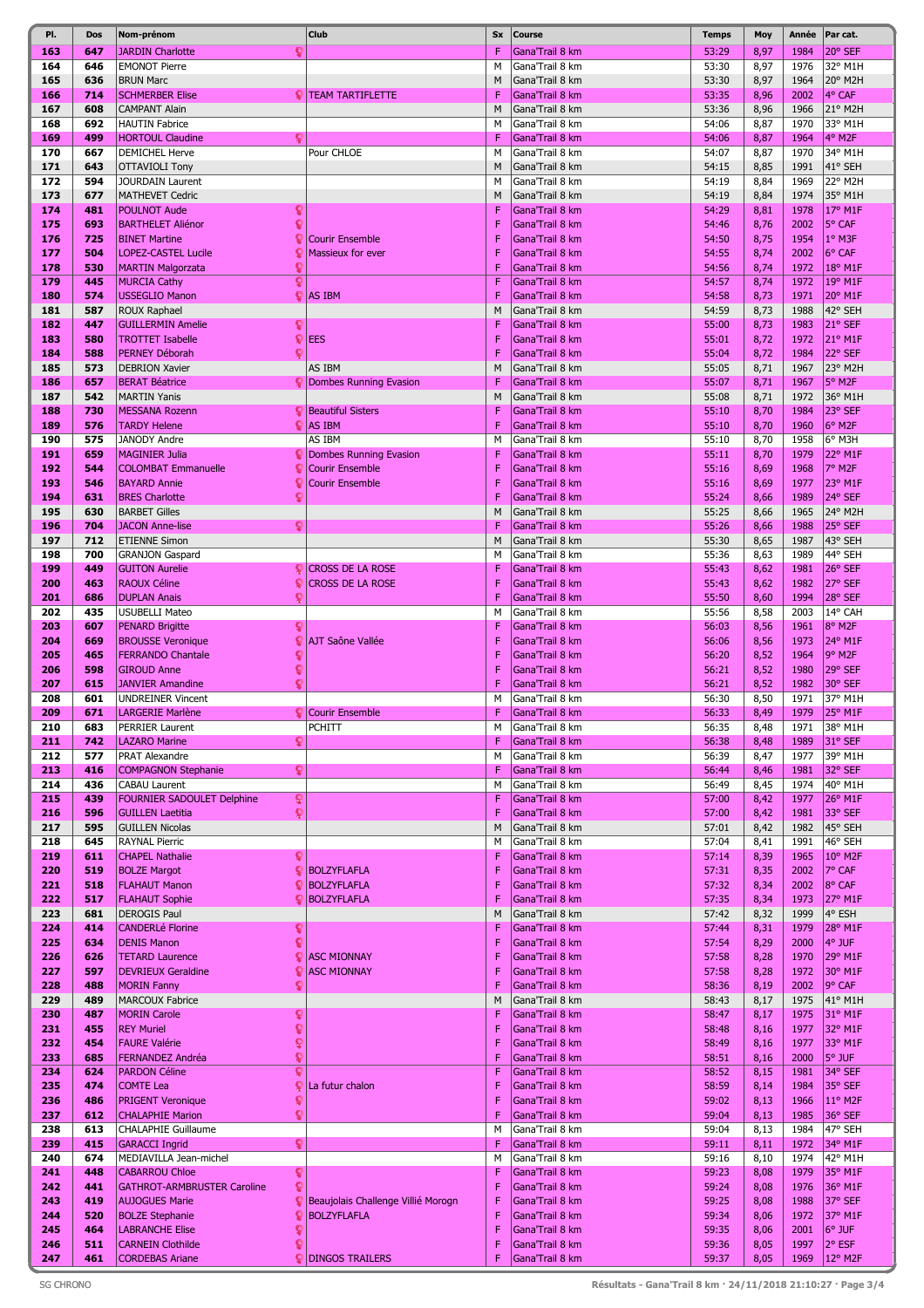| Pl. | Dos | Nom-prénom | Club | Sx | Course | Temps | Moy | Année | Par cat. |
|---|---|---|---|---|---|---|---|---|---|
| 163 | 647 | JARDIN Charlotte | | F | Gana'Trail 8 km | 53:29 | 8,97 | 1984 | 20° SEF |
| 164 | 646 | EMONOT Pierre | | M | Gana'Trail 8 km | 53:30 | 8,97 | 1976 | 32° M1H |
| 165 | 636 | BRUN Marc | | M | Gana'Trail 8 km | 53:30 | 8,97 | 1964 | 20° M2H |
| 166 | 714 | SCHMERBER Elise | TEAM TARTIFLETTE | F | Gana'Trail 8 km | 53:35 | 8,96 | 2002 | 4° CAF |
| 167 | 608 | CAMPANT Alain | | M | Gana'Trail 8 km | 53:36 | 8,96 | 1966 | 21° M2H |
| 168 | 692 | HAUTIN Fabrice | | M | Gana'Trail 8 km | 54:06 | 8,87 | 1970 | 33° M1H |
| 169 | 499 | HORTOUL Claudine | | F | Gana'Trail 8 km | 54:06 | 8,87 | 1964 | 4° M2F |
| 170 | 667 | DEMICHEL Herve | Pour CHLOE | M | Gana'Trail 8 km | 54:07 | 8,87 | 1970 | 34° M1H |
| 171 | 643 | OTTAVIOLI Tony | | M | Gana'Trail 8 km | 54:15 | 8,85 | 1991 | 41° SEH |
| 172 | 594 | JOURDAIN Laurent | | M | Gana'Trail 8 km | 54:19 | 8,84 | 1969 | 22° M2H |
| 173 | 677 | MATHEVET Cedric | | M | Gana'Trail 8 km | 54:19 | 8,84 | 1974 | 35° M1H |
| 174 | 481 | POULNOT Aude | | F | Gana'Trail 8 km | 54:29 | 8,81 | 1978 | 17° M1F |
| 175 | 693 | BARTHELET Aliénor | | F | Gana'Trail 8 km | 54:46 | 8,76 | 2002 | 5° CAF |
| 176 | 725 | BINET Martine | Courir Ensemble | F | Gana'Trail 8 km | 54:50 | 8,75 | 1954 | 1° M3F |
| 177 | 504 | LOPEZ-CASTEL Lucile | Massieux for ever | F | Gana'Trail 8 km | 54:55 | 8,74 | 2002 | 6° CAF |
| 178 | 530 | MARTIN Malgorzata | | F | Gana'Trail 8 km | 54:56 | 8,74 | 1972 | 18° M1F |
| 179 | 445 | MURCIA Cathy | | F | Gana'Trail 8 km | 54:57 | 8,74 | 1972 | 19° M1F |
| 180 | 574 | USSEGLIO Manon | AS IBM | F | Gana'Trail 8 km | 54:58 | 8,73 | 1971 | 20° M1F |
| 181 | 587 | ROUX Raphael | | M | Gana'Trail 8 km | 54:59 | 8,73 | 1988 | 42° SEH |
| 182 | 447 | GUILLERMIN Amelie | | F | Gana'Trail 8 km | 55:00 | 8,73 | 1983 | 21° SEF |
| 183 | 580 | TROTTET Isabelle | EES | F | Gana'Trail 8 km | 55:01 | 8,72 | 1972 | 21° M1F |
| 184 | 588 | PERNEY Déborah | | F | Gana'Trail 8 km | 55:04 | 8,72 | 1984 | 22° SEF |
| 185 | 573 | DEBRION Xavier | AS IBM | M | Gana'Trail 8 km | 55:05 | 8,71 | 1967 | 23° M2H |
| 186 | 657 | BERAT Béatrice | Dombes Running Evasion | F | Gana'Trail 8 km | 55:07 | 8,71 | 1967 | 5° M2F |
| 187 | 542 | MARTIN Yanis | | M | Gana'Trail 8 km | 55:08 | 8,71 | 1972 | 36° M1H |
| 188 | 730 | MESSANA Rozenn | Beautiful Sisters | F | Gana'Trail 8 km | 55:10 | 8,70 | 1984 | 23° SEF |
| 189 | 576 | TARDY Helene | AS IBM | F | Gana'Trail 8 km | 55:10 | 8,70 | 1960 | 6° M2F |
| 190 | 575 | JANODY Andre | AS IBM | M | Gana'Trail 8 km | 55:10 | 8,70 | 1958 | 6° M3H |
| 191 | 659 | MAGINIER Julia | Dombes Running Evasion | F | Gana'Trail 8 km | 55:11 | 8,70 | 1979 | 22° M1F |
| 192 | 544 | COLOMBAT Emmanuelle | Courir Ensemble | F | Gana'Trail 8 km | 55:16 | 8,69 | 1968 | 7° M2F |
| 193 | 546 | BAYARD Annie | Courir Ensemble | F | Gana'Trail 8 km | 55:16 | 8,69 | 1977 | 23° M1F |
| 194 | 631 | BRES Charlotte | | F | Gana'Trail 8 km | 55:24 | 8,66 | 1989 | 24° SEF |
| 195 | 630 | BARBET Gilles | | M | Gana'Trail 8 km | 55:25 | 8,66 | 1965 | 24° M2H |
| 196 | 704 | JACON Anne-lise | | F | Gana'Trail 8 km | 55:26 | 8,66 | 1988 | 25° SEF |
| 197 | 712 | ETIENNE Simon | | M | Gana'Trail 8 km | 55:30 | 8,65 | 1987 | 43° SEH |
| 198 | 700 | GRANJON Gaspard | | M | Gana'Trail 8 km | 55:36 | 8,63 | 1989 | 44° SEH |
| 199 | 449 | GUITON Aurelie | CROSS DE LA ROSE | F | Gana'Trail 8 km | 55:43 | 8,62 | 1981 | 26° SEF |
| 200 | 463 | RAOUX Céline | CROSS DE LA ROSE | F | Gana'Trail 8 km | 55:43 | 8,62 | 1982 | 27° SEF |
| 201 | 686 | DUPLAN Anais | | F | Gana'Trail 8 km | 55:50 | 8,60 | 1994 | 28° SEF |
| 202 | 435 | USUBELLI Mateo | | M | Gana'Trail 8 km | 55:56 | 8,58 | 2003 | 14° CAH |
| 203 | 607 | PENARD Brigitte | | F | Gana'Trail 8 km | 56:03 | 8,56 | 1961 | 8° M2F |
| 204 | 669 | BROUSSE Veronique | AJT Saône Vallée | F | Gana'Trail 8 km | 56:06 | 8,56 | 1973 | 24° M1F |
| 205 | 465 | FERRANDO Chantale | | F | Gana'Trail 8 km | 56:20 | 8,52 | 1964 | 9° M2F |
| 206 | 598 | GIROUD Anne | | F | Gana'Trail 8 km | 56:21 | 8,52 | 1980 | 29° SEF |
| 207 | 615 | JANVIER Amandine | | F | Gana'Trail 8 km | 56:21 | 8,52 | 1982 | 30° SEF |
| 208 | 601 | UNDREINER Vincent | | M | Gana'Trail 8 km | 56:30 | 8,50 | 1971 | 37° M1H |
| 209 | 671 | LARGERIE Marlène | Courir Ensemble | F | Gana'Trail 8 km | 56:33 | 8,49 | 1979 | 25° M1F |
| 210 | 683 | PERRIER Laurent | PCHITT | M | Gana'Trail 8 km | 56:35 | 8,48 | 1971 | 38° M1H |
| 211 | 742 | LAZARO Marine | | F | Gana'Trail 8 km | 56:38 | 8,48 | 1989 | 31° SEF |
| 212 | 577 | PRAT Alexandre | | M | Gana'Trail 8 km | 56:39 | 8,47 | 1977 | 39° M1H |
| 213 | 416 | COMPAGNON Stephanie | | F | Gana'Trail 8 km | 56:44 | 8,46 | 1981 | 32° SEF |
| 214 | 436 | CABAU Laurent | | M | Gana'Trail 8 km | 56:49 | 8,45 | 1974 | 40° M1H |
| 215 | 439 | FOURNIER SADOULET Delphine | | F | Gana'Trail 8 km | 57:00 | 8,42 | 1977 | 26° M1F |
| 216 | 596 | GUILLEN Laetitia | | F | Gana'Trail 8 km | 57:00 | 8,42 | 1981 | 33° SEF |
| 217 | 595 | GUILLEN Nicolas | | M | Gana'Trail 8 km | 57:01 | 8,42 | 1982 | 45° SEH |
| 218 | 645 | RAYNAL Pierric | | M | Gana'Trail 8 km | 57:04 | 8,41 | 1991 | 46° SEH |
| 219 | 611 | CHAPEL Nathalie | | F | Gana'Trail 8 km | 57:14 | 8,39 | 1965 | 10° M2F |
| 220 | 519 | BOLZE Margot | BOLZYFLAFLA | F | Gana'Trail 8 km | 57:31 | 8,35 | 2002 | 7° CAF |
| 221 | 518 | FLAHAUT Manon | BOLZYFLAFLA | F | Gana'Trail 8 km | 57:32 | 8,34 | 2002 | 8° CAF |
| 222 | 517 | FLAHAUT Sophie | BOLZYFLAFLA | F | Gana'Trail 8 km | 57:35 | 8,34 | 1973 | 27° M1F |
| 223 | 681 | DEROGIS Paul | | M | Gana'Trail 8 km | 57:42 | 8,32 | 1999 | 4° ESH |
| 224 | 414 | CANDERLé Florine | | F | Gana'Trail 8 km | 57:44 | 8,31 | 1979 | 28° M1F |
| 225 | 634 | DENIS Manon | | F | Gana'Trail 8 km | 57:54 | 8,29 | 2000 | 4° JUF |
| 226 | 626 | TETARD Laurence | ASC MIONNAY | F | Gana'Trail 8 km | 57:58 | 8,28 | 1970 | 29° M1F |
| 227 | 597 | DEVRIEUX Geraldine | ASC MIONNAY | F | Gana'Trail 8 km | 57:58 | 8,28 | 1972 | 30° M1F |
| 228 | 488 | MORIN Fanny | | F | Gana'Trail 8 km | 58:36 | 8,19 | 2002 | 9° CAF |
| 229 | 489 | MARCOUX Fabrice | | M | Gana'Trail 8 km | 58:43 | 8,17 | 1975 | 41° M1H |
| 230 | 487 | MORIN Carole | | F | Gana'Trail 8 km | 58:47 | 8,17 | 1975 | 31° M1F |
| 231 | 455 | REY Muriel | | F | Gana'Trail 8 km | 58:48 | 8,16 | 1977 | 32° M1F |
| 232 | 454 | FAURE Valérie | | F | Gana'Trail 8 km | 58:49 | 8,16 | 1977 | 33° M1F |
| 233 | 685 | FERNANDEZ Andréa | | F | Gana'Trail 8 km | 58:51 | 8,16 | 2000 | 5° JUF |
| 234 | 624 | PARDON Céline | | F | Gana'Trail 8 km | 58:52 | 8,15 | 1981 | 34° SEF |
| 235 | 474 | COMTE Lea | La futur chalon | F | Gana'Trail 8 km | 58:59 | 8,14 | 1984 | 35° SEF |
| 236 | 486 | PRIGENT Veronique | | F | Gana'Trail 8 km | 59:02 | 8,13 | 1966 | 11° M2F |
| 237 | 612 | CHALAPHIE Marion | | F | Gana'Trail 8 km | 59:04 | 8,13 | 1985 | 36° SEF |
| 238 | 613 | CHALAPHIE Guillaume | | M | Gana'Trail 8 km | 59:04 | 8,13 | 1984 | 47° SEH |
| 239 | 415 | GARACCI Ingrid | | F | Gana'Trail 8 km | 59:11 | 8,11 | 1972 | 34° M1F |
| 240 | 674 | MEDIAVILLA Jean-michel | | M | Gana'Trail 8 km | 59:16 | 8,10 | 1974 | 42° M1H |
| 241 | 448 | CABARROU Chloe | | F | Gana'Trail 8 km | 59:23 | 8,08 | 1979 | 35° M1F |
| 242 | 441 | GATHROT-ARMBRUSTER Caroline | | F | Gana'Trail 8 km | 59:24 | 8,08 | 1976 | 36° M1F |
| 243 | 419 | AUJOGUES Marie | Beaujolais Challenge Villié Morogn | F | Gana'Trail 8 km | 59:25 | 8,08 | 1988 | 37° SEF |
| 244 | 520 | BOLZE Stephanie | BOLZYFLAFLA | F | Gana'Trail 8 km | 59:34 | 8,06 | 1972 | 37° M1F |
| 245 | 464 | LABRANCHE Elise | | F | Gana'Trail 8 km | 59:35 | 8,06 | 2001 | 6° JUF |
| 246 | 511 | CARNEIN Clothilde | | F | Gana'Trail 8 km | 59:36 | 8,05 | 1997 | 2° ESF |
| 247 | 461 | CORDEBAS Ariane | DINGOS TRAILERS | F | Gana'Trail 8 km | 59:37 | 8,05 | 1969 | 12° M2F |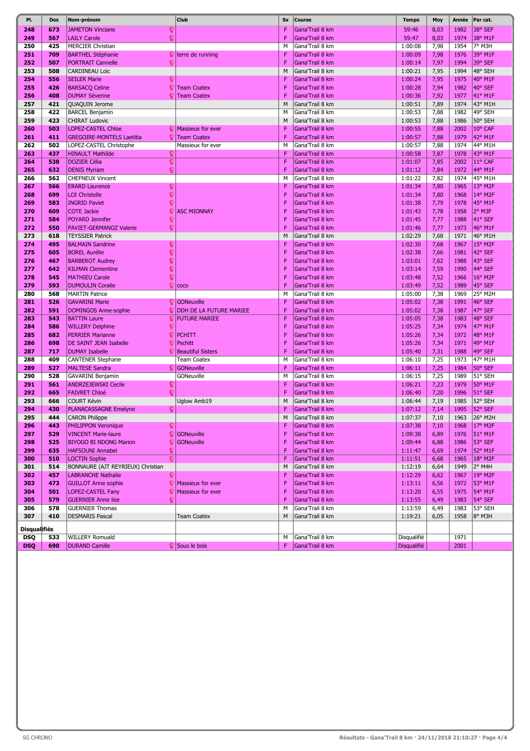| Pl. | Dos | Nom-prénom | Club | Sx | Course | Temps | Moy | Année | Par cat. |
|---|---|---|---|---|---|---|---|---|---|
| 248 | 673 | JAMETON Vinciane | | F | Gana'Trail 8 km | 59:46 | 8,03 | 1982 | 38° SEF |
| 249 | 567 | LAILY Carole | | F | Gana'Trail 8 km | 59:47 | 8,03 | 1974 | 38° M1F |
| 250 | 425 | MERCIER Christian | | M | Gana'Trail 8 km | 1:00:08 | 7,98 | 1954 | 7° M3H |
| 251 | 709 | BARTHEL Stéphanie | terre de running | F | Gana'Trail 8 km | 1:00:09 | 7,98 | 1976 | 39° M1F |
| 252 | 507 | PORTRAIT Cannelle | | F | Gana'Trail 8 km | 1:00:14 | 7,97 | 1994 | 39° SEF |
| 253 | 508 | CARDINEAU Loic | | M | Gana'Trail 8 km | 1:00:21 | 7,95 | 1994 | 48° SEH |
| 254 | 556 | SEILER Marie | | F | Gana'Trail 8 km | 1:00:24 | 7,95 | 1975 | 40° M1F |
| 255 | 426 | BARSACQ Celine | Team Coatex | F | Gana'Trail 8 km | 1:00:28 | 7,94 | 1982 | 40° SEF |
| 256 | 408 | DUMAY Séverine | Team Coatex | F | Gana'Trail 8 km | 1:00:36 | 7,92 | 1977 | 41° M1F |
| 257 | 421 | QUAQUIN Jerome | | M | Gana'Trail 8 km | 1:00:51 | 7,89 | 1974 | 43° M1H |
| 258 | 422 | BARCEL Benjamin | | M | Gana'Trail 8 km | 1:00:53 | 7,88 | 1982 | 49° SEH |
| 259 | 423 | CHIRAT Ludovic | | M | Gana'Trail 8 km | 1:00:53 | 7,88 | 1986 | 50° SEH |
| 260 | 503 | LOPEZ-CASTEL Chloe | Massieux for ever | F | Gana'Trail 8 km | 1:00:55 | 7,88 | 2002 | 10° CAF |
| 261 | 411 | GREGOIRE-MONTELS Laetitia | Team Coatex | F | Gana'Trail 8 km | 1:00:57 | 7,88 | 1979 | 42° M1F |
| 262 | 502 | LOPEZ-CASTEL Christophe | Massieux for ever | M | Gana'Trail 8 km | 1:00:57 | 7,88 | 1974 | 44° M1H |
| 263 | 437 | HINAULT Mathilde | | F | Gana'Trail 8 km | 1:00:58 | 7,87 | 1978 | 43° M1F |
| 264 | 538 | DOZIER Célia | | F | Gana'Trail 8 km | 1:01:07 | 7,85 | 2002 | 11° CAF |
| 265 | 632 | DENIS Myriam | | F | Gana'Trail 8 km | 1:01:12 | 7,84 | 1972 | 44° M1F |
| 266 | 562 | CHEFNEUX Vincent | | M | Gana'Trail 8 km | 1:01:22 | 7,82 | 1974 | 45° M1H |
| 267 | 566 | ERARD Laurence | | F | Gana'Trail 8 km | 1:01:34 | 7,80 | 1965 | 13° M2F |
| 268 | 699 | LOI Christelle | | F | Gana'Trail 8 km | 1:01:34 | 7,80 | 1968 | 14° M2F |
| 269 | 583 | INGRID Paviet | | F | Gana'Trail 8 km | 1:01:38 | 7,79 | 1978 | 45° M1F |
| 270 | 609 | COTE Jackie | ASC MIONNAY | F | Gana'Trail 8 km | 1:01:43 | 7,78 | 1958 | 2° M3F |
| 271 | 584 | POYARD Jennifer | | F | Gana'Trail 8 km | 1:01:45 | 7,77 | 1988 | 41° SEF |
| 272 | 550 | PAVIET-GERMANOZ Valerie | | F | Gana'Trail 8 km | 1:01:46 | 7,77 | 1973 | 46° M1F |
| 273 | 618 | TEYSSIER Patrick | | M | Gana'Trail 8 km | 1:02:29 | 7,68 | 1971 | 46° M1H |
| 274 | 495 | BALMAIN Sandrine | | F | Gana'Trail 8 km | 1:02:30 | 7,68 | 1967 | 15° M2F |
| 275 | 605 | BOREL Aurélie | | F | Gana'Trail 8 km | 1:02:38 | 7,66 | 1981 | 42° SEF |
| 276 | 467 | BARBEROT Audrey | | F | Gana'Trail 8 km | 1:03:01 | 7,62 | 1988 | 43° SEF |
| 277 | 642 | KILMAN Clementine | | F | Gana'Trail 8 km | 1:03:14 | 7,59 | 1990 | 44° SEF |
| 278 | 545 | MATHIEU Carole | | F | Gana'Trail 8 km | 1:03:48 | 7,52 | 1966 | 16° M2F |
| 279 | 593 | DUMOULIN Coralie | coco | F | Gana'Trail 8 km | 1:03:49 | 7,52 | 1989 | 45° SEF |
| 280 | 568 | MARTIN Patrice | | M | Gana'Trail 8 km | 1:05:00 | 7,38 | 1969 | 25° M2H |
| 281 | 526 | GAVARINI Marie | GONeuville | F | Gana'Trail 8 km | 1:05:02 | 7,38 | 1991 | 46° SEF |
| 282 | 591 | DOMINGOS Anne-sophie | DDH DE LA FUTURE MARIEE | F | Gana'Trail 8 km | 1:05:02 | 7,38 | 1987 | 47° SEF |
| 283 | 543 | BATTIN Laure | FUTURE MARIEE | F | Gana'Trail 8 km | 1:05:05 | 7,38 | 1983 | 48° SEF |
| 284 | 586 | WILLERY Delphine | | F | Gana'Trail 8 km | 1:05:25 | 7,34 | 1974 | 47° M1F |
| 285 | 682 | PERRIER Marianne | PCHITT | F | Gana'Trail 8 km | 1:05:26 | 7,34 | 1972 | 48° M1F |
| 286 | 698 | DE SAINT JEAN Isabelle | Pschitt | F | Gana'Trail 8 km | 1:05:26 | 7,34 | 1971 | 49° M1F |
| 287 | 717 | DUMAY Isabelle | Beautiful Sisters | F | Gana'Trail 8 km | 1:05:40 | 7,31 | 1988 | 49° SEF |
| 288 | 409 | CANTENER Stephane | Team Coatex | M | Gana'Trail 8 km | 1:06:10 | 7,25 | 1973 | 47° M1H |
| 289 | 527 | MALTESE Sandra | GONeuville | F | Gana'Trail 8 km | 1:06:11 | 7,25 | 1984 | 50° SEF |
| 290 | 528 | GAVARINI Benjamin | GONeuville | M | Gana'Trail 8 km | 1:06:15 | 7,25 | 1989 | 51° SEH |
| 291 | 561 | ANDRZEJEWSKI Cecile | | F | Gana'Trail 8 km | 1:06:21 | 7,23 | 1979 | 50° M1F |
| 292 | 665 | FAIVRET Chloé | | F | Gana'Trail 8 km | 1:06:40 | 7,20 | 1996 | 51° SEF |
| 293 | 666 | COURT Kévin | Uglow Amb19 | M | Gana'Trail 8 km | 1:06:44 | 7,19 | 1985 | 52° SEH |
| 294 | 430 | PLANACASSAGNE Emelyne | | F | Gana'Trail 8 km | 1:07:12 | 7,14 | 1995 | 52° SEF |
| 295 | 444 | CARON Philippe | | M | Gana'Trail 8 km | 1:07:37 | 7,10 | 1963 | 26° M2H |
| 296 | 443 | PHILIPPON Veronique | | F | Gana'Trail 8 km | 1:07:38 | 7,10 | 1968 | 17° M2F |
| 297 | 529 | VINCENT Marie-laure | GONeuville | F | Gana'Trail 8 km | 1:09:38 | 6,89 | 1976 | 51° M1F |
| 298 | 525 | BIYOGO BI NDONG Marion | GONeuville | F | Gana'Trail 8 km | 1:09:44 | 6,88 | 1986 | 53° SEF |
| 299 | 635 | HAFSOUNI Annabel | | F | Gana'Trail 8 km | 1:11:47 | 6,69 | 1974 | 52° M1F |
| 300 | 510 | LOCTIN Sophie | | F | Gana'Trail 8 km | 1:11:51 | 6,68 | 1965 | 18° M2F |
| 301 | 514 | BONNAURE (AJT REYRIEUX) Christian | | M | Gana'Trail 8 km | 1:12:19 | 6,64 | 1949 | 2° M4H |
| 302 | 457 | LABRANCHE Nathalie | | F | Gana'Trail 8 km | 1:12:29 | 6,62 | 1967 | 19° M2F |
| 303 | 473 | GUILLOT Anne sophie | Massieux for ever | F | Gana'Trail 8 km | 1:13:11 | 6,56 | 1972 | 53° M1F |
| 304 | 501 | LOPEZ-CASTEL Fany | Massieux for ever | F | Gana'Trail 8 km | 1:13:20 | 6,55 | 1975 | 54° M1F |
| 305 | 579 | GUERNIER Anne lise | | F | Gana'Trail 8 km | 1:13:55 | 6,49 | 1983 | 54° SEF |
| 306 | 578 | GUERNIER Thomas | | M | Gana'Trail 8 km | 1:13:59 | 6,49 | 1983 | 53° SEH |
| 307 | 410 | DESMARIS Pascal | Team Coatex | M | Gana'Trail 8 km | 1:19:21 | 6,05 | 1958 | 8° M3H |
| **Disqualifiés** | | | | | | | | | |
| DSQ | 533 | WILLERY Romuald | | M | Gana'Trail 8 km | Disqualifié | | 1971 | |
| DSQ | 690 | DURAND Camille | Sous le bois | F | Gana'Trail 8 km | Disqualifié | | 2001 | |